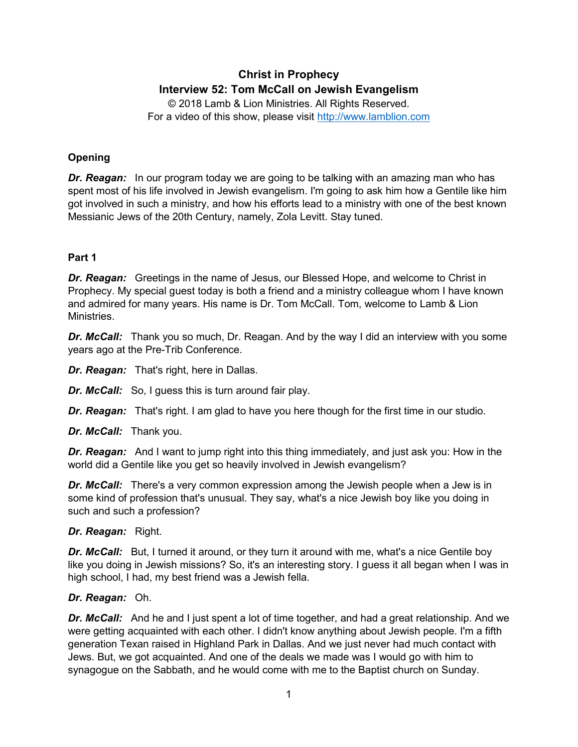# Christ in Prophecy

## Interview 52: Tom McCall on Jewish Evangelism

© 2018 Lamb & Lion Ministries. All Rights Reserved.
For a video of this show, please visit [http://www.lamblion.com](http://www.lamblion.com)

### Opening

***Dr. Reagan:*** In our program today we are going to be talking with an amazing man who has spent most of his life involved in Jewish evangelism. I'm going to ask him how a Gentile like him got involved in such a ministry, and how his efforts lead to a ministry with one of the best known Messianic Jews of the 20th Century, namely, Zola Levitt. Stay tuned.

### Part 1

***Dr. Reagan:*** Greetings in the name of Jesus, our Blessed Hope, and welcome to Christ in Prophecy. My special guest today is both a friend and a ministry colleague whom I have known and admired for many years. His name is Dr. Tom McCall. Tom, welcome to Lamb & Lion Ministries.

***Dr. McCall:*** Thank you so much, Dr. Reagan. And by the way I did an interview with you some years ago at the Pre-Trib Conference.

***Dr. Reagan:*** That's right, here in Dallas.

***Dr. McCall:*** So, I guess this is turn around fair play.

***Dr. Reagan:*** That's right. I am glad to have you here though for the first time in our studio.

***Dr. McCall:*** Thank you.

***Dr. Reagan:*** And I want to jump right into this thing immediately, and just ask you: How in the world did a Gentile like you get so heavily involved in Jewish evangelism?

***Dr. McCall:*** There's a very common expression among the Jewish people when a Jew is in some kind of profession that's unusual. They say, what's a nice Jewish boy like you doing in such and such a profession?

***Dr. Reagan:*** Right.

***Dr. McCall:*** But, I turned it around, or they turn it around with me, what's a nice Gentile boy like you doing in Jewish missions? So, it's an interesting story. I guess it all began when I was in high school, I had, my best friend was a Jewish fella.

***Dr. Reagan:*** Oh.

***Dr. McCall:*** And he and I just spent a lot of time together, and had a great relationship. And we were getting acquainted with each other. I didn't know anything about Jewish people. I'm a fifth generation Texan raised in Highland Park in Dallas. And we just never had much contact with Jews. But, we got acquainted. And one of the deals we made was I would go with him to synagogue on the Sabbath, and he would come with me to the Baptist church on Sunday.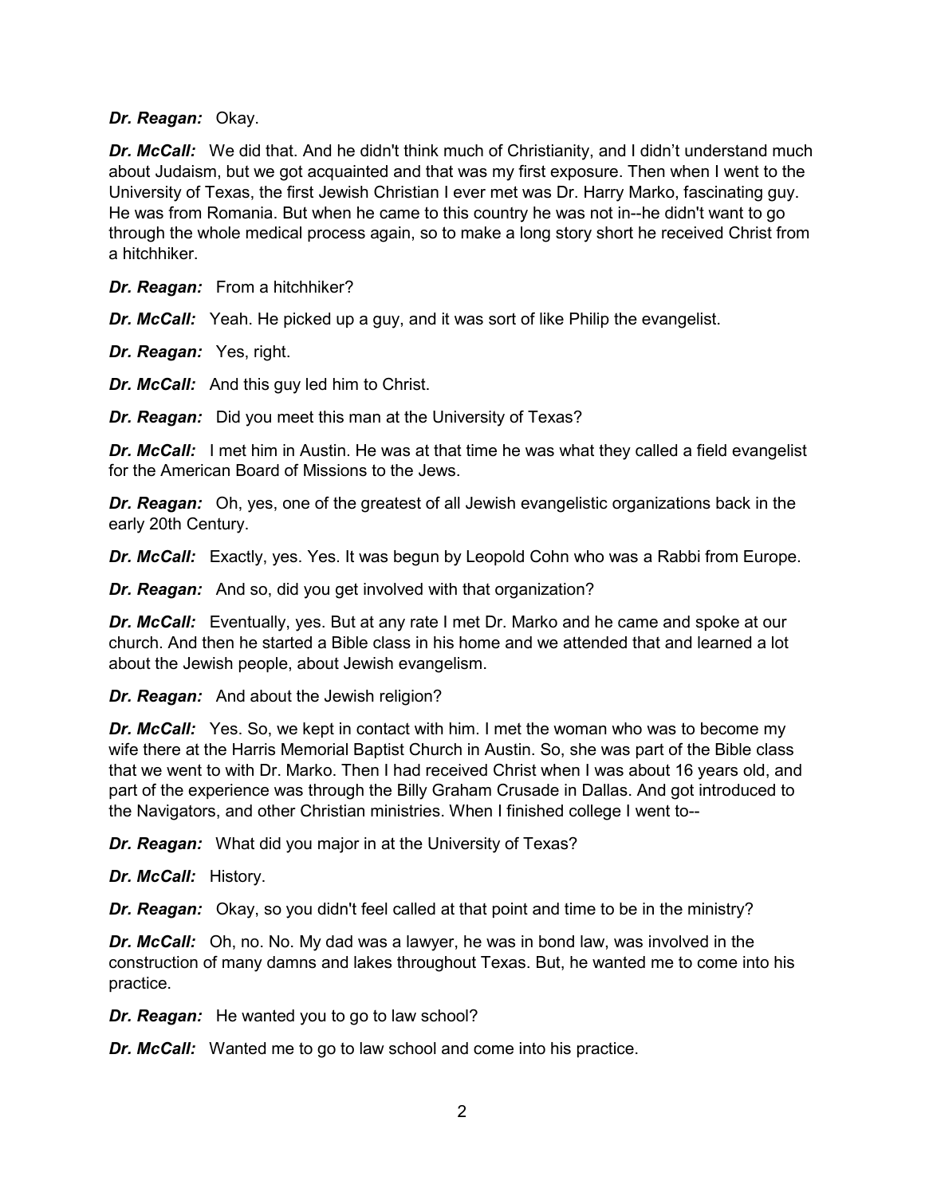***Dr. Reagan:*** Okay.

***Dr. McCall:*** We did that. And he didn't think much of Christianity, and I didn't understand much about Judaism, but we got acquainted and that was my first exposure. Then when I went to the University of Texas, the first Jewish Christian I ever met was Dr. Harry Marko, fascinating guy. He was from Romania. But when he came to this country he was not in--he didn't want to go through the whole medical process again, so to make a long story short he received Christ from a hitchhiker.

***Dr. Reagan:*** From a hitchhiker?

***Dr. McCall:*** Yeah. He picked up a guy, and it was sort of like Philip the evangelist.

***Dr. Reagan:*** Yes, right.

***Dr. McCall:*** And this guy led him to Christ.

***Dr. Reagan:*** Did you meet this man at the University of Texas?

***Dr. McCall:*** I met him in Austin. He was at that time he was what they called a field evangelist for the American Board of Missions to the Jews.

***Dr. Reagan:*** Oh, yes, one of the greatest of all Jewish evangelistic organizations back in the early 20th Century.

***Dr. McCall:*** Exactly, yes. Yes. It was begun by Leopold Cohn who was a Rabbi from Europe.

***Dr. Reagan:*** And so, did you get involved with that organization?

***Dr. McCall:*** Eventually, yes. But at any rate I met Dr. Marko and he came and spoke at our church. And then he started a Bible class in his home and we attended that and learned a lot about the Jewish people, about Jewish evangelism.

***Dr. Reagan:*** And about the Jewish religion?

***Dr. McCall:*** Yes. So, we kept in contact with him. I met the woman who was to become my wife there at the Harris Memorial Baptist Church in Austin. So, she was part of the Bible class that we went to with Dr. Marko. Then I had received Christ when I was about 16 years old, and part of the experience was through the Billy Graham Crusade in Dallas. And got introduced to the Navigators, and other Christian ministries. When I finished college I went to--

***Dr. Reagan:*** What did you major in at the University of Texas?

***Dr. McCall:*** History.

***Dr. Reagan:*** Okay, so you didn't feel called at that point and time to be in the ministry?

***Dr. McCall:*** Oh, no. No. My dad was a lawyer, he was in bond law, was involved in the construction of many damns and lakes throughout Texas. But, he wanted me to come into his practice.

***Dr. Reagan:*** He wanted you to go to law school?

***Dr. McCall:*** Wanted me to go to law school and come into his practice.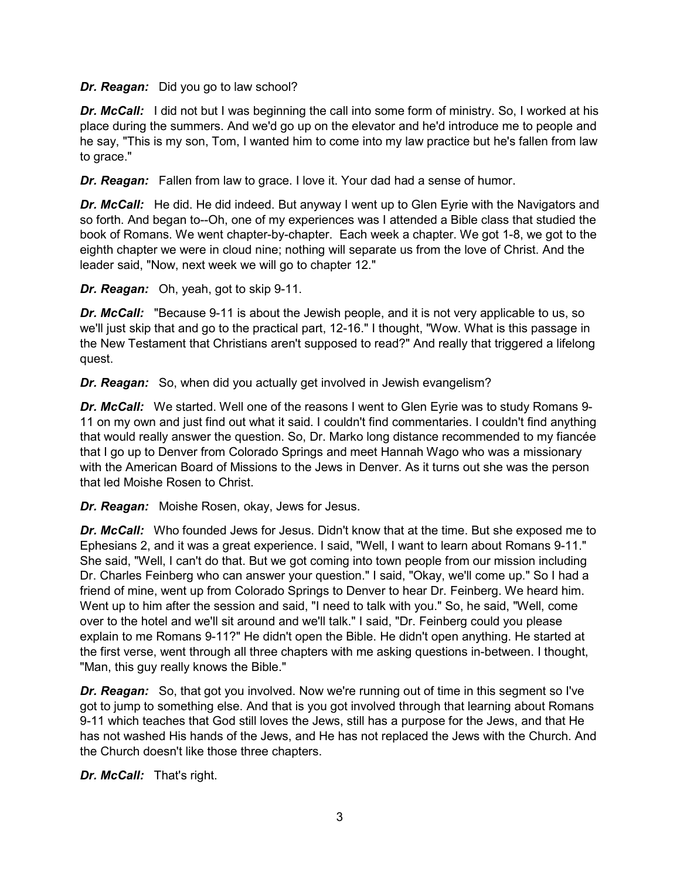***Dr. Reagan:*** Did you go to law school?

***Dr. McCall:*** I did not but I was beginning the call into some form of ministry. So, I worked at his place during the summers. And we'd go up on the elevator and he'd introduce me to people and he say, "This is my son, Tom, I wanted him to come into my law practice but he's fallen from law to grace."

***Dr. Reagan:*** Fallen from law to grace. I love it. Your dad had a sense of humor.

***Dr. McCall:*** He did. He did indeed. But anyway I went up to Glen Eyrie with the Navigators and so forth. And began to--Oh, one of my experiences was I attended a Bible class that studied the book of Romans. We went chapter-by-chapter. Each week a chapter. We got 1-8, we got to the eighth chapter we were in cloud nine; nothing will separate us from the love of Christ. And the leader said, "Now, next week we will go to chapter 12."

***Dr. Reagan:*** Oh, yeah, got to skip 9-11.

***Dr. McCall:*** "Because 9-11 is about the Jewish people, and it is not very applicable to us, so we'll just skip that and go to the practical part, 12-16." I thought, "Wow. What is this passage in the New Testament that Christians aren't supposed to read?" And really that triggered a lifelong quest.

***Dr. Reagan:*** So, when did you actually get involved in Jewish evangelism?

***Dr. McCall:*** We started. Well one of the reasons I went to Glen Eyrie was to study Romans 9-11 on my own and just find out what it said. I couldn't find commentaries. I couldn't find anything that would really answer the question. So, Dr. Marko long distance recommended to my fiancée that I go up to Denver from Colorado Springs and meet Hannah Wago who was a missionary with the American Board of Missions to the Jews in Denver. As it turns out she was the person that led Moishe Rosen to Christ.

***Dr. Reagan:*** Moishe Rosen, okay, Jews for Jesus.

***Dr. McCall:*** Who founded Jews for Jesus. Didn't know that at the time. But she exposed me to Ephesians 2, and it was a great experience. I said, "Well, I want to learn about Romans 9-11." She said, "Well, I can't do that. But we got coming into town people from our mission including Dr. Charles Feinberg who can answer your question." I said, "Okay, we'll come up." So I had a friend of mine, went up from Colorado Springs to Denver to hear Dr. Feinberg. We heard him. Went up to him after the session and said, "I need to talk with you." So, he said, "Well, come over to the hotel and we'll sit around and we'll talk." I said, "Dr. Feinberg could you please explain to me Romans 9-11?" He didn't open the Bible. He didn't open anything. He started at the first verse, went through all three chapters with me asking questions in-between. I thought, "Man, this guy really knows the Bible."

***Dr. Reagan:*** So, that got you involved. Now we're running out of time in this segment so I've got to jump to something else. And that is you got involved through that learning about Romans 9-11 which teaches that God still loves the Jews, still has a purpose for the Jews, and that He has not washed His hands of the Jews, and He has not replaced the Jews with the Church. And the Church doesn't like those three chapters.

***Dr. McCall:*** That's right.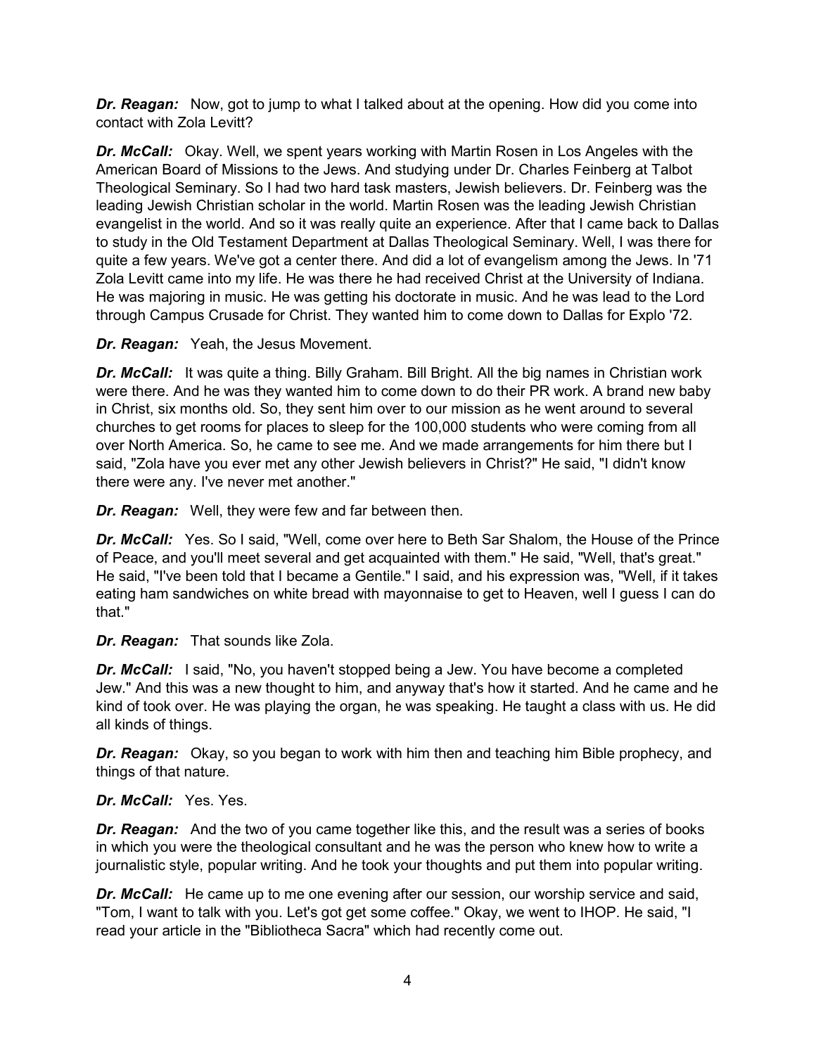***Dr. Reagan:*** Now, got to jump to what I talked about at the opening. How did you come into contact with Zola Levitt?

***Dr. McCall:*** Okay. Well, we spent years working with Martin Rosen in Los Angeles with the American Board of Missions to the Jews. And studying under Dr. Charles Feinberg at Talbot Theological Seminary. So I had two hard task masters, Jewish believers. Dr. Feinberg was the leading Jewish Christian scholar in the world. Martin Rosen was the leading Jewish Christian evangelist in the world. And so it was really quite an experience. After that I came back to Dallas to study in the Old Testament Department at Dallas Theological Seminary. Well, I was there for quite a few years. We've got a center there. And did a lot of evangelism among the Jews. In '71 Zola Levitt came into my life. He was there he had received Christ at the University of Indiana. He was majoring in music. He was getting his doctorate in music. And he was lead to the Lord through Campus Crusade for Christ. They wanted him to come down to Dallas for Explo '72.

***Dr. Reagan:*** Yeah, the Jesus Movement.

***Dr. McCall:*** It was quite a thing. Billy Graham. Bill Bright. All the big names in Christian work were there. And he was they wanted him to come down to do their PR work. A brand new baby in Christ, six months old. So, they sent him over to our mission as he went around to several churches to get rooms for places to sleep for the 100,000 students who were coming from all over North America. So, he came to see me. And we made arrangements for him there but I said, "Zola have you ever met any other Jewish believers in Christ?" He said, "I didn't know there were any. I've never met another."

***Dr. Reagan:*** Well, they were few and far between then.

***Dr. McCall:*** Yes. So I said, "Well, come over here to Beth Sar Shalom, the House of the Prince of Peace, and you'll meet several and get acquainted with them." He said, "Well, that's great." He said, "I've been told that I became a Gentile." I said, and his expression was, "Well, if it takes eating ham sandwiches on white bread with mayonnaise to get to Heaven, well I guess I can do that."

***Dr. Reagan:*** That sounds like Zola.

***Dr. McCall:*** I said, "No, you haven't stopped being a Jew. You have become a completed Jew." And this was a new thought to him, and anyway that's how it started. And he came and he kind of took over. He was playing the organ, he was speaking. He taught a class with us. He did all kinds of things.

***Dr. Reagan:*** Okay, so you began to work with him then and teaching him Bible prophecy, and things of that nature.

***Dr. McCall:*** Yes. Yes.

***Dr. Reagan:*** And the two of you came together like this, and the result was a series of books in which you were the theological consultant and he was the person who knew how to write a journalistic style, popular writing. And he took your thoughts and put them into popular writing.

***Dr. McCall:*** He came up to me one evening after our session, our worship service and said, "Tom, I want to talk with you. Let's got get some coffee." Okay, we went to IHOP. He said, "I read your article in the "Bibliotheca Sacra" which had recently come out.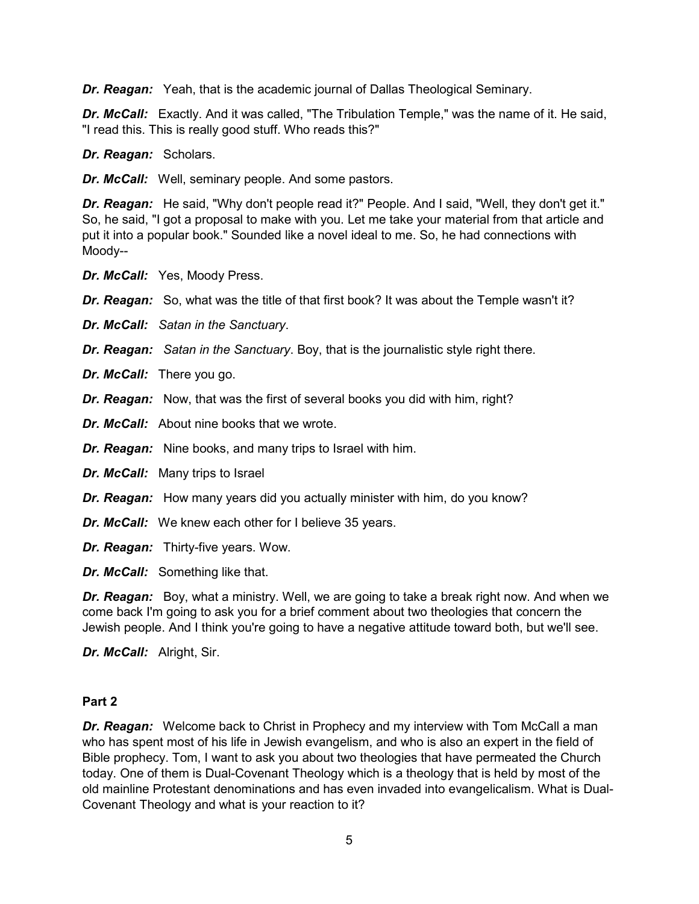***Dr. Reagan:*** Yeah, that is the academic journal of Dallas Theological Seminary.

***Dr. McCall:*** Exactly. And it was called, "The Tribulation Temple," was the name of it. He said, "I read this. This is really good stuff. Who reads this?"

***Dr. Reagan:*** Scholars.

***Dr. McCall:*** Well, seminary people. And some pastors.

***Dr. Reagan:*** He said, "Why don't people read it?" People. And I said, "Well, they don't get it." So, he said, "I got a proposal to make with you. Let me take your material from that article and put it into a popular book." Sounded like a novel ideal to me. So, he had connections with Moody--

***Dr. McCall:*** Yes, Moody Press.

***Dr. Reagan:*** So, what was the title of that first book? It was about the Temple wasn't it?

***Dr. McCall:*** *Satan in the Sanctuary*.

***Dr. Reagan:*** *Satan in the Sanctuary*. Boy, that is the journalistic style right there.

***Dr. McCall:*** There you go.

***Dr. Reagan:*** Now, that was the first of several books you did with him, right?

***Dr. McCall:*** About nine books that we wrote.

***Dr. Reagan:*** Nine books, and many trips to Israel with him.

***Dr. McCall:*** Many trips to Israel

***Dr. Reagan:*** How many years did you actually minister with him, do you know?

***Dr. McCall:*** We knew each other for I believe 35 years.

***Dr. Reagan:*** Thirty-five years. Wow.

***Dr. McCall:*** Something like that.

***Dr. Reagan:*** Boy, what a ministry. Well, we are going to take a break right now. And when we come back I'm going to ask you for a brief comment about two theologies that concern the Jewish people. And I think you're going to have a negative attitude toward both, but we'll see.

***Dr. McCall:*** Alright, Sir.

**Part 2**

***Dr. Reagan:*** Welcome back to Christ in Prophecy and my interview with Tom McCall a man who has spent most of his life in Jewish evangelism, and who is also an expert in the field of Bible prophecy. Tom, I want to ask you about two theologies that have permeated the Church today. One of them is Dual-Covenant Theology which is a theology that is held by most of the old mainline Protestant denominations and has even invaded into evangelicalism. What is Dual-Covenant Theology and what is your reaction to it?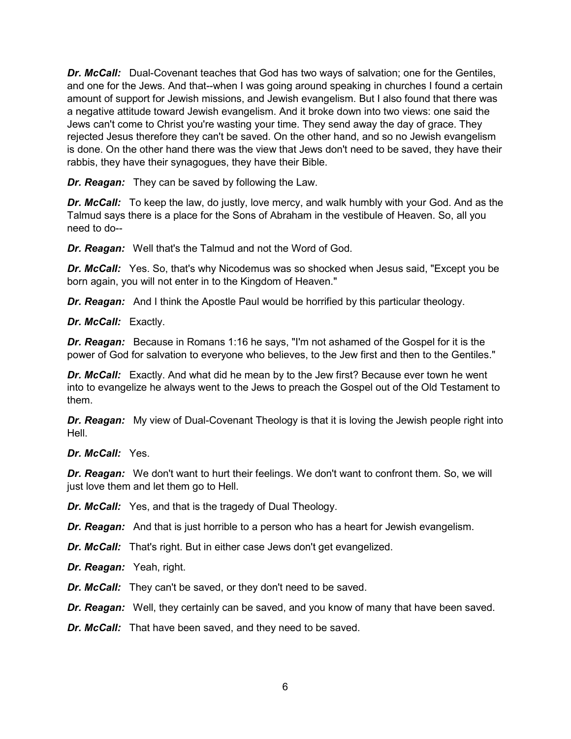***Dr. McCall:*** Dual-Covenant teaches that God has two ways of salvation; one for the Gentiles, and one for the Jews. And that--when I was going around speaking in churches I found a certain amount of support for Jewish missions, and Jewish evangelism. But I also found that there was a negative attitude toward Jewish evangelism. And it broke down into two views: one said the Jews can't come to Christ you're wasting your time. They send away the day of grace. They rejected Jesus therefore they can't be saved. On the other hand, and so no Jewish evangelism is done. On the other hand there was the view that Jews don't need to be saved, they have their rabbis, they have their synagogues, they have their Bible.

***Dr. Reagan:*** They can be saved by following the Law.

***Dr. McCall:*** To keep the law, do justly, love mercy, and walk humbly with your God. And as the Talmud says there is a place for the Sons of Abraham in the vestibule of Heaven. So, all you need to do--

***Dr. Reagan:*** Well that's the Talmud and not the Word of God.

***Dr. McCall:*** Yes. So, that's why Nicodemus was so shocked when Jesus said, "Except you be born again, you will not enter in to the Kingdom of Heaven."

***Dr. Reagan:*** And I think the Apostle Paul would be horrified by this particular theology.

***Dr. McCall:*** Exactly.

***Dr. Reagan:*** Because in Romans 1:16 he says, "I'm not ashamed of the Gospel for it is the power of God for salvation to everyone who believes, to the Jew first and then to the Gentiles."

***Dr. McCall:*** Exactly. And what did he mean by to the Jew first? Because ever town he went into to evangelize he always went to the Jews to preach the Gospel out of the Old Testament to them.

***Dr. Reagan:*** My view of Dual-Covenant Theology is that it is loving the Jewish people right into Hell.

***Dr. McCall:*** Yes.

***Dr. Reagan:*** We don't want to hurt their feelings. We don't want to confront them. So, we will just love them and let them go to Hell.

***Dr. McCall:*** Yes, and that is the tragedy of Dual Theology.

***Dr. Reagan:*** And that is just horrible to a person who has a heart for Jewish evangelism.

***Dr. McCall:*** That's right. But in either case Jews don't get evangelized.

***Dr. Reagan:*** Yeah, right.

***Dr. McCall:*** They can't be saved, or they don't need to be saved.

***Dr. Reagan:*** Well, they certainly can be saved, and you know of many that have been saved.

***Dr. McCall:*** That have been saved, and they need to be saved.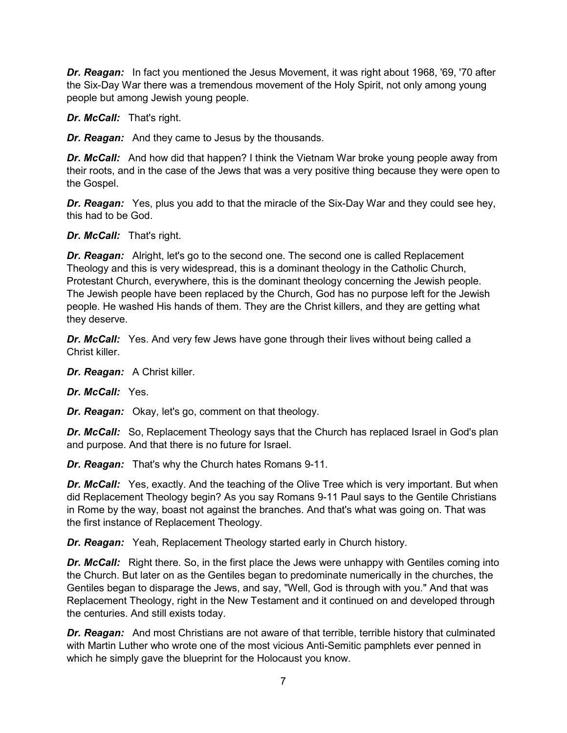***Dr. Reagan:*** In fact you mentioned the Jesus Movement, it was right about 1968, '69, '70 after the Six-Day War there was a tremendous movement of the Holy Spirit, not only among young people but among Jewish young people.

***Dr. McCall:*** That's right.

***Dr. Reagan:*** And they came to Jesus by the thousands.

***Dr. McCall:*** And how did that happen? I think the Vietnam War broke young people away from their roots, and in the case of the Jews that was a very positive thing because they were open to the Gospel.

***Dr. Reagan:*** Yes, plus you add to that the miracle of the Six-Day War and they could see hey, this had to be God.

***Dr. McCall:*** That's right.

***Dr. Reagan:*** Alright, let's go to the second one. The second one is called Replacement Theology and this is very widespread, this is a dominant theology in the Catholic Church, Protestant Church, everywhere, this is the dominant theology concerning the Jewish people. The Jewish people have been replaced by the Church, God has no purpose left for the Jewish people. He washed His hands of them. They are the Christ killers, and they are getting what they deserve.

***Dr. McCall:*** Yes. And very few Jews have gone through their lives without being called a Christ killer.

***Dr. Reagan:*** A Christ killer.

***Dr. McCall:*** Yes.

***Dr. Reagan:*** Okay, let's go, comment on that theology.

***Dr. McCall:*** So, Replacement Theology says that the Church has replaced Israel in God's plan and purpose. And that there is no future for Israel.

***Dr. Reagan:*** That's why the Church hates Romans 9-11.

***Dr. McCall:*** Yes, exactly. And the teaching of the Olive Tree which is very important. But when did Replacement Theology begin? As you say Romans 9-11 Paul says to the Gentile Christians in Rome by the way, boast not against the branches. And that's what was going on. That was the first instance of Replacement Theology.

***Dr. Reagan:*** Yeah, Replacement Theology started early in Church history.

***Dr. McCall:*** Right there. So, in the first place the Jews were unhappy with Gentiles coming into the Church. But later on as the Gentiles began to predominate numerically in the churches, the Gentiles began to disparage the Jews, and say, "Well, God is through with you." And that was Replacement Theology, right in the New Testament and it continued on and developed through the centuries. And still exists today.

***Dr. Reagan:*** And most Christians are not aware of that terrible, terrible history that culminated with Martin Luther who wrote one of the most vicious Anti-Semitic pamphlets ever penned in which he simply gave the blueprint for the Holocaust you know.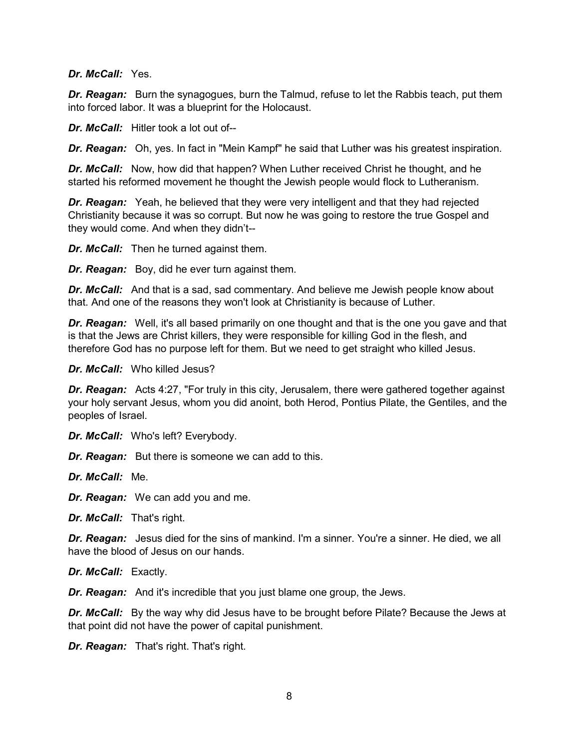***Dr. McCall:*** Yes.

***Dr. Reagan:*** Burn the synagogues, burn the Talmud, refuse to let the Rabbis teach, put them into forced labor. It was a blueprint for the Holocaust.

***Dr. McCall:*** Hitler took a lot out of--

***Dr. Reagan:*** Oh, yes. In fact in "Mein Kampf" he said that Luther was his greatest inspiration.

***Dr. McCall:*** Now, how did that happen? When Luther received Christ he thought, and he started his reformed movement he thought the Jewish people would flock to Lutheranism.

***Dr. Reagan:*** Yeah, he believed that they were very intelligent and that they had rejected Christianity because it was so corrupt. But now he was going to restore the true Gospel and they would come. And when they didn't--

***Dr. McCall:*** Then he turned against them.

***Dr. Reagan:*** Boy, did he ever turn against them.

***Dr. McCall:*** And that is a sad, sad commentary. And believe me Jewish people know about that. And one of the reasons they won't look at Christianity is because of Luther.

***Dr. Reagan:*** Well, it's all based primarily on one thought and that is the one you gave and that is that the Jews are Christ killers, they were responsible for killing God in the flesh, and therefore God has no purpose left for them. But we need to get straight who killed Jesus.

***Dr. McCall:*** Who killed Jesus?

***Dr. Reagan:*** Acts 4:27, "For truly in this city, Jerusalem, there were gathered together against your holy servant Jesus, whom you did anoint, both Herod, Pontius Pilate, the Gentiles, and the peoples of Israel.

***Dr. McCall:*** Who's left? Everybody.

***Dr. Reagan:*** But there is someone we can add to this.

***Dr. McCall:*** Me.

***Dr. Reagan:*** We can add you and me.

***Dr. McCall:*** That's right.

***Dr. Reagan:*** Jesus died for the sins of mankind. I'm a sinner. You're a sinner. He died, we all have the blood of Jesus on our hands.

***Dr. McCall:*** Exactly.

***Dr. Reagan:*** And it's incredible that you just blame one group, the Jews.

***Dr. McCall:*** By the way why did Jesus have to be brought before Pilate? Because the Jews at that point did not have the power of capital punishment.

***Dr. Reagan:*** That's right. That's right.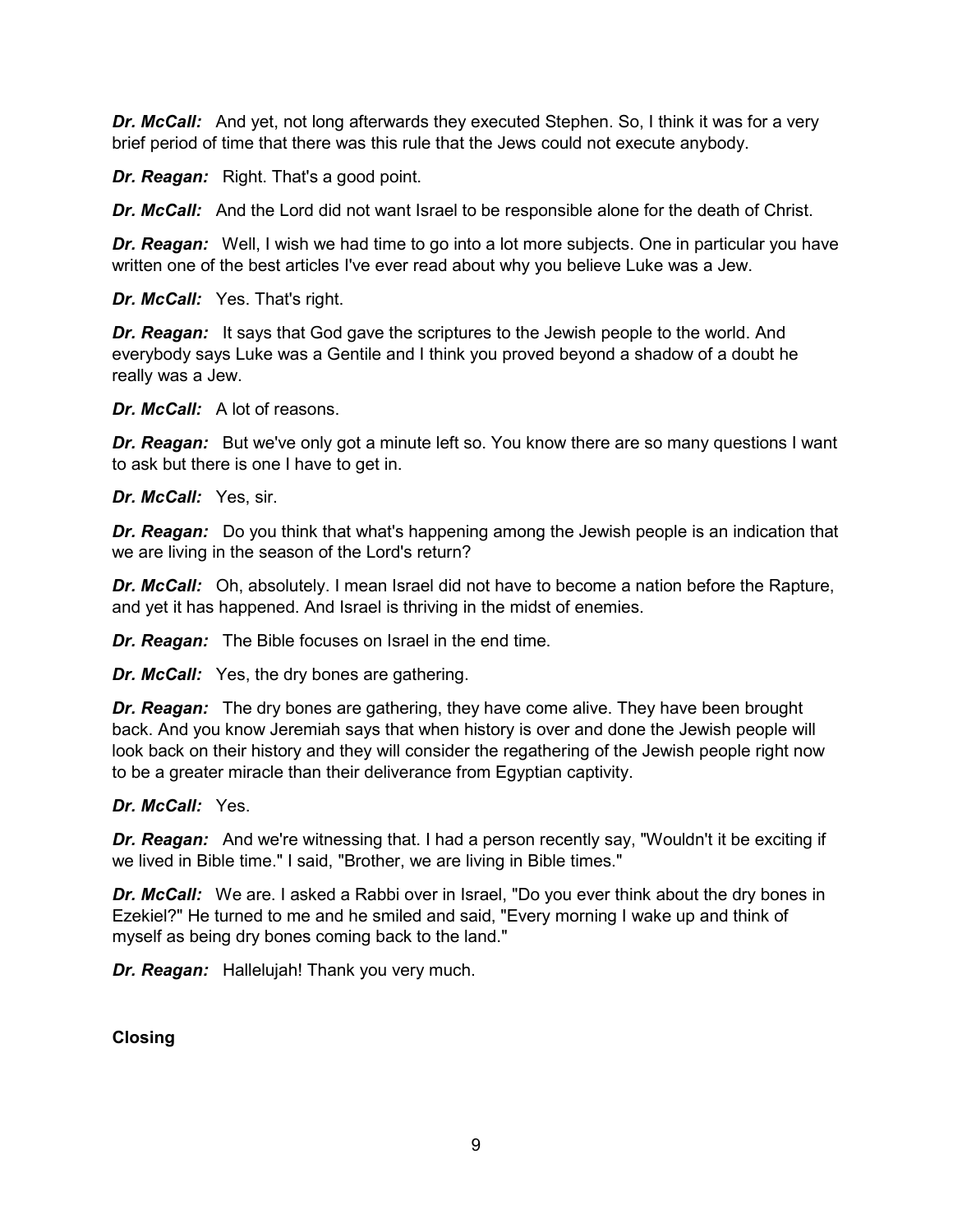***Dr. McCall:*** And yet, not long afterwards they executed Stephen. So, I think it was for a very brief period of time that there was this rule that the Jews could not execute anybody.

***Dr. Reagan:*** Right. That's a good point.

***Dr. McCall:*** And the Lord did not want Israel to be responsible alone for the death of Christ.

***Dr. Reagan:*** Well, I wish we had time to go into a lot more subjects. One in particular you have written one of the best articles I've ever read about why you believe Luke was a Jew.

***Dr. McCall:*** Yes. That's right.

***Dr. Reagan:*** It says that God gave the scriptures to the Jewish people to the world. And everybody says Luke was a Gentile and I think you proved beyond a shadow of a doubt he really was a Jew.

***Dr. McCall:*** A lot of reasons.

***Dr. Reagan:*** But we've only got a minute left so. You know there are so many questions I want to ask but there is one I have to get in.

***Dr. McCall:*** Yes, sir.

***Dr. Reagan:*** Do you think that what's happening among the Jewish people is an indication that we are living in the season of the Lord's return?

***Dr. McCall:*** Oh, absolutely. I mean Israel did not have to become a nation before the Rapture, and yet it has happened. And Israel is thriving in the midst of enemies.

***Dr. Reagan:*** The Bible focuses on Israel in the end time.

***Dr. McCall:*** Yes, the dry bones are gathering.

***Dr. Reagan:*** The dry bones are gathering, they have come alive. They have been brought back. And you know Jeremiah says that when history is over and done the Jewish people will look back on their history and they will consider the regathering of the Jewish people right now to be a greater miracle than their deliverance from Egyptian captivity.

***Dr. McCall:*** Yes.

***Dr. Reagan:*** And we're witnessing that. I had a person recently say, "Wouldn't it be exciting if we lived in Bible time." I said, "Brother, we are living in Bible times."

***Dr. McCall:*** We are. I asked a Rabbi over in Israel, "Do you ever think about the dry bones in Ezekiel?" He turned to me and he smiled and said, "Every morning I wake up and think of myself as being dry bones coming back to the land."

***Dr. Reagan:*** Hallelujah! Thank you very much.

**Closing**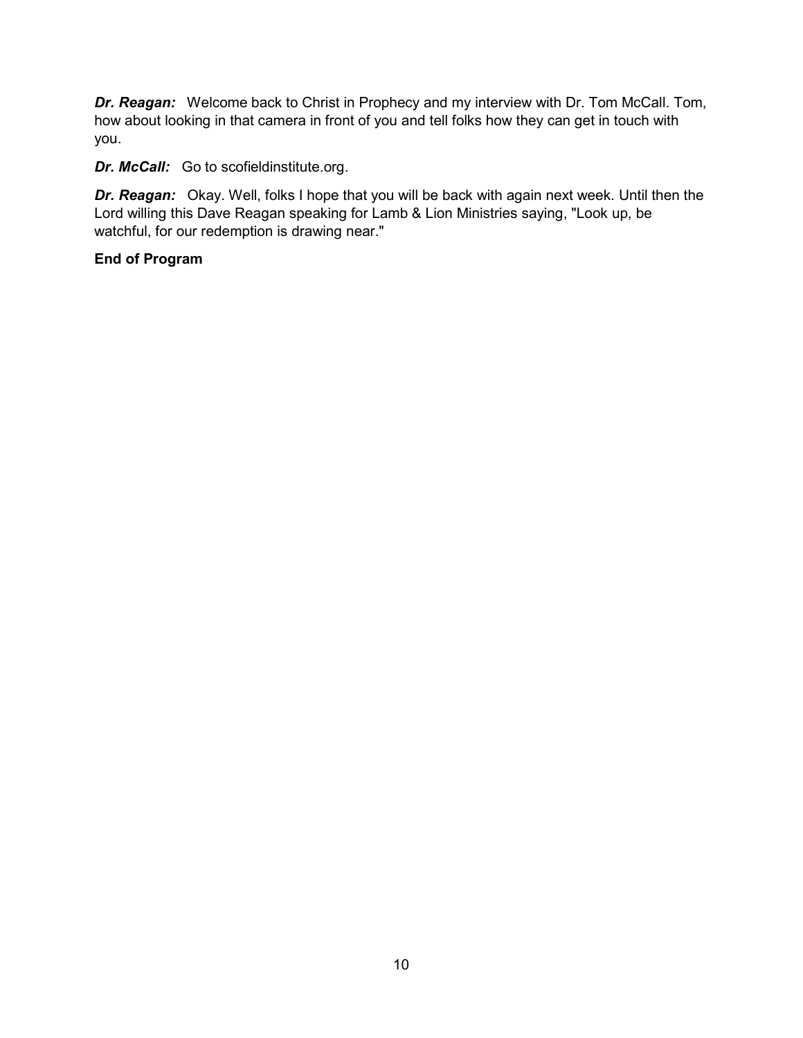***Dr. Reagan:*** Welcome back to Christ in Prophecy and my interview with Dr. Tom McCall. Tom, how about looking in that camera in front of you and tell folks how they can get in touch with you.

***Dr. McCall:*** Go to scofieldinstitute.org.

***Dr. Reagan:*** Okay. Well, folks I hope that you will be back with again next week. Until then the Lord willing this Dave Reagan speaking for Lamb & Lion Ministries saying, "Look up, be watchful, for our redemption is drawing near."

**End of Program**